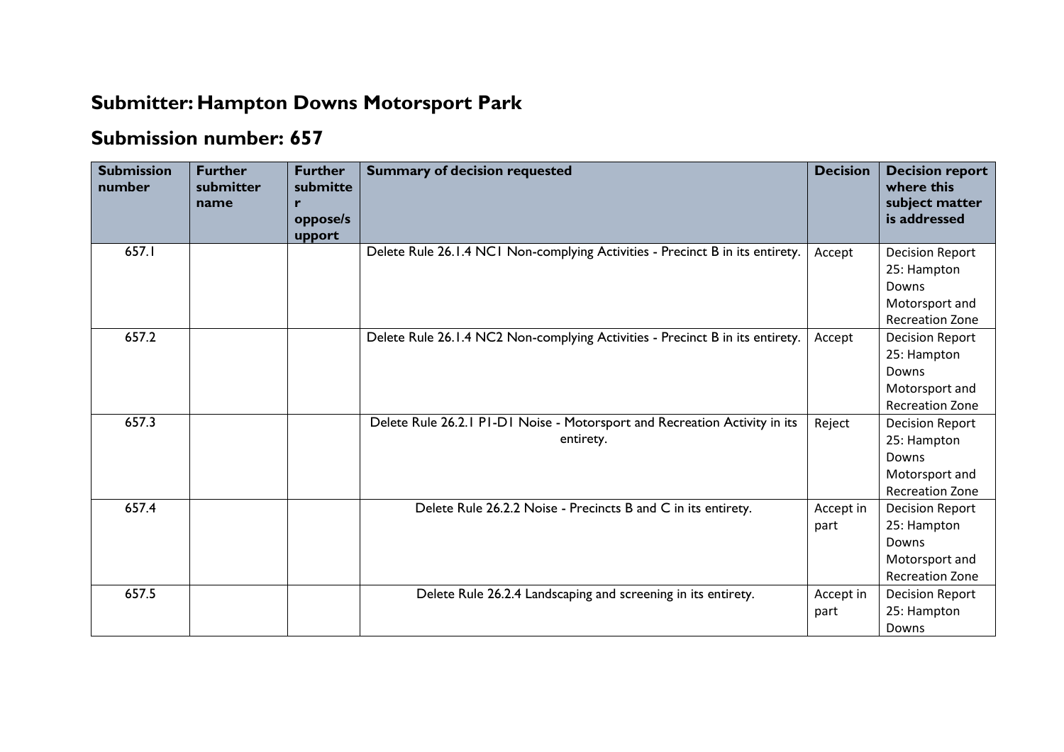# Submitter: Hampton Downs Motorsport Park

## Submission number: 657

| Submission number | Further submitter name | Further submitter oppose/support | Summary of decision requested | Decision | Decision report where this subject matter is addressed |
|---|---|---|---|---|---|
| 657.1 | | | Delete Rule 26.1.4 NC1 Non-complying Activities - Precinct B in its entirety. | Accept | Decision Report 25: Hampton Downs Motorsport and Recreation Zone |
| 657.2 | | | Delete Rule 26.1.4 NC2 Non-complying Activities - Precinct B in its entirety. | Accept | Decision Report 25: Hampton Downs Motorsport and Recreation Zone |
| 657.3 | | | Delete Rule 26.2.1 P1-D1 Noise - Motorsport and Recreation Activity in its entirety. | Reject | Decision Report 25: Hampton Downs Motorsport and Recreation Zone |
| 657.4 | | | Delete Rule 26.2.2 Noise - Precincts B and C in its entirety. | Accept in part | Decision Report 25: Hampton Downs Motorsport and Recreation Zone |
| 657.5 | | | Delete Rule 26.2.4 Landscaping and screening in its entirety. | Accept in part | Decision Report 25: Hampton Downs |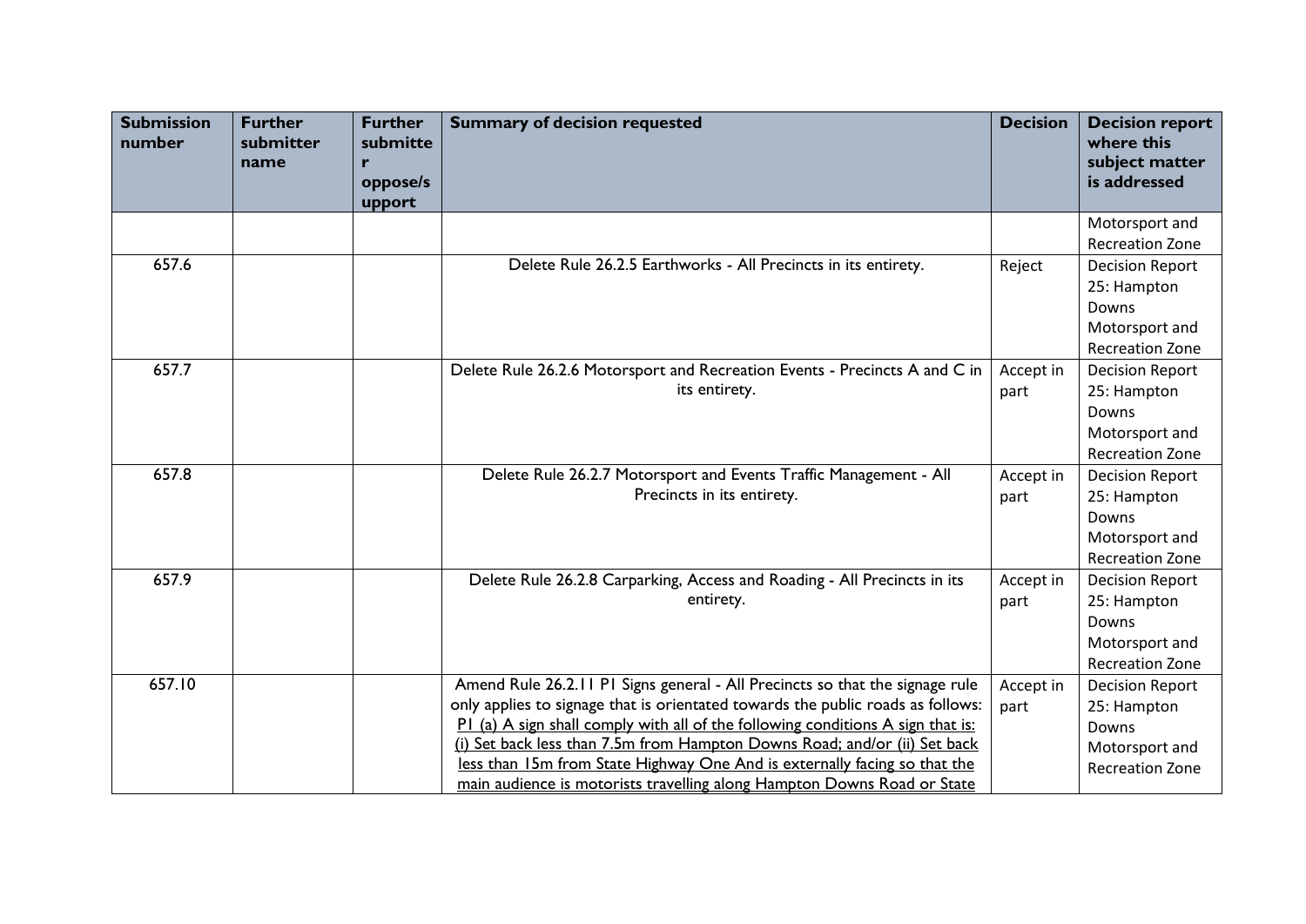| Submission number | Further submitter name | Further submitter oppose/support | Summary of decision requested | Decision | Decision report where this subject matter is addressed |
|---|---|---|---|---|---|
| | | | | | Motorsport and Recreation Zone |
| 657.6 | | | Delete Rule 26.2.5 Earthworks - All Precincts in its entirety. | Reject | Decision Report 25: Hampton Downs Motorsport and Recreation Zone |
| 657.7 | | | Delete Rule 26.2.6 Motorsport and Recreation Events - Precincts A and C in its entirety. | Accept in part | Decision Report 25: Hampton Downs Motorsport and Recreation Zone |
| 657.8 | | | Delete Rule 26.2.7 Motorsport and Events Traffic Management - All Precincts in its entirety. | Accept in part | Decision Report 25: Hampton Downs Motorsport and Recreation Zone |
| 657.9 | | | Delete Rule 26.2.8 Carparking, Access and Roading - All Precincts in its entirety. | Accept in part | Decision Report 25: Hampton Downs Motorsport and Recreation Zone |
| 657.10 | | | Amend Rule 26.2.11 P1 Signs general - All Precincts so that the signage rule only applies to signage that is orientated towards the public roads as follows: <u>P1 (a) A sign shall comply with all of the following conditions A sign that is: (i) Set back less than 7.5m from Hampton Downs Road; and/or (ii) Set back less than 15m from State Highway One And is externally facing so that the main audience is motorists travelling along Hampton Downs Road or State</u> | Accept in part | Decision Report 25: Hampton Downs Motorsport and Recreation Zone |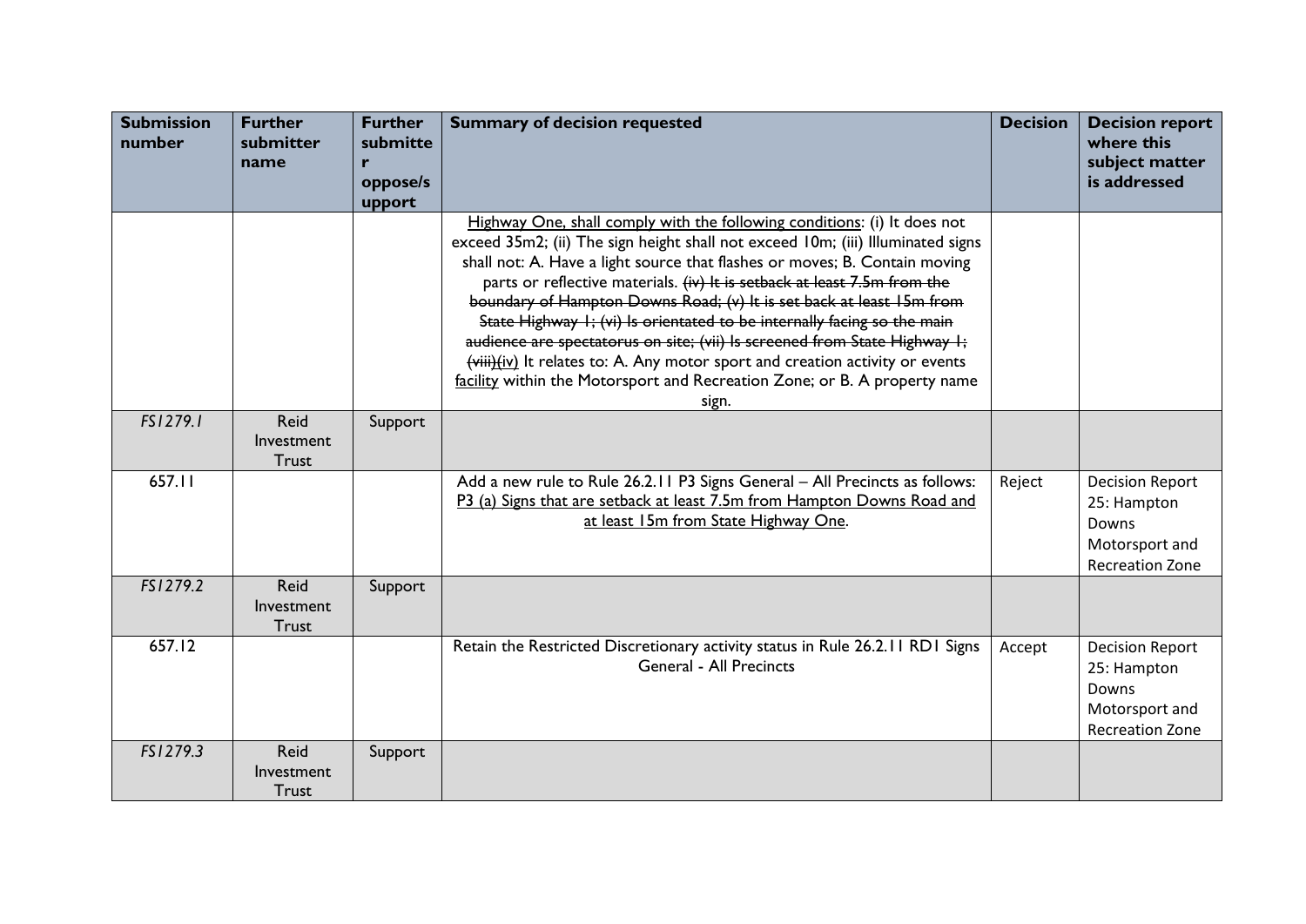| Submission number | Further submitter name | Further submitter oppose/support | Summary of decision requested | Decision | Decision report where this subject matter is addressed |
|---|---|---|---|---|---|
| | | | <u>Highway One, shall comply with the following conditions</u>: (i) It does not exceed 35m2; (ii) The sign height shall not exceed 10m; (iii) Illuminated signs shall not: A. Have a light source that flashes or moves; B. Contain moving parts or reflective materials. ~~(iv) It is setback at least 7.5m from the boundary of Hampton Downs Road; (v) It is set back at least 15m from State Highway 1; (vi) Is orientated to be internally facing so the main audience are spectatorus on site; (vii) Is screened from State Highway 1; (viii)~~<u>(iv)</u> It relates to: A. Any motor sport and creation activity or events <u>facility</u> within the Motorsport and Recreation Zone; or B. A property name sign. | | |
| *FS1279.1* | Reid Investment Trust | Support | | | |
| 657.11 | | | Add a new rule to Rule 26.2.11 P3 Signs General – All Precincts as follows: <u>P3 (a) Signs that are setback at least 7.5m from Hampton Downs Road and at least 15m from State Highway One</u>. | Reject | Decision Report 25: Hampton Downs Motorsport and Recreation Zone |
| *FS1279.2* | Reid Investment Trust | Support | | | |
| 657.12 | | | Retain the Restricted Discretionary activity status in Rule 26.2.11 RD1 Signs General - All Precincts | Accept | Decision Report 25: Hampton Downs Motorsport and Recreation Zone |
| *FS1279.3* | Reid Investment Trust | Support | | | |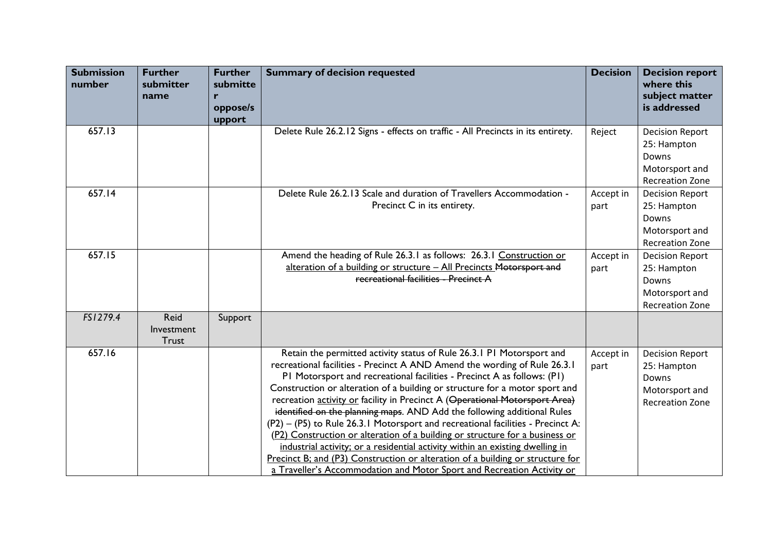| Submission number | Further submitter name | Further submitter oppose/support | Summary of decision requested | Decision | Decision report where this subject matter is addressed |
|---|---|---|---|---|---|
| 657.13 | | | Delete Rule 26.2.12 Signs - effects on traffic - All Precincts in its entirety. | Reject | Decision Report 25: Hampton Downs Motorsport and Recreation Zone |
| 657.14 | | | Delete Rule 26.2.13 Scale and duration of Travellers Accommodation - Precinct C in its entirety. | Accept in part | Decision Report 25: Hampton Downs Motorsport and Recreation Zone |
| 657.15 | | | Amend the heading of Rule 26.3.1 as follows: 26.3.1 <u>Construction or alteration of a building or structure – All Precincts</u> ~~Motorsport and recreational facilities - Precinct A~~ | Accept in part | Decision Report 25: Hampton Downs Motorsport and Recreation Zone |
| *FS1279.4* | Reid Investment Trust | Support | | | |
| 657.16 | | | Retain the permitted activity status of Rule 26.3.1 P1 Motorsport and recreational facilities - Precinct A AND Amend the wording of Rule 26.3.1 P1 Motorsport and recreational facilities - Precinct A as follows: (P1) Construction or alteration of a building or structure for a motor sport and recreation <u>activity or</u> facility in Precinct A (~~Operational Motorsport Area) identified on the planning maps~~. AND Add the following additional Rules (P2) – (P5) to Rule 26.3.1 Motorsport and recreational facilities - Precinct A: <u>(P2) Construction or alteration of a building or structure for a business or industrial activity; or a residential activity within an existing dwelling in Precinct B; and (P3) Construction or alteration of a building or structure for a Traveller's Accommodation and Motor Sport and Recreation Activity or</u> | Accept in part | Decision Report 25: Hampton Downs Motorsport and Recreation Zone |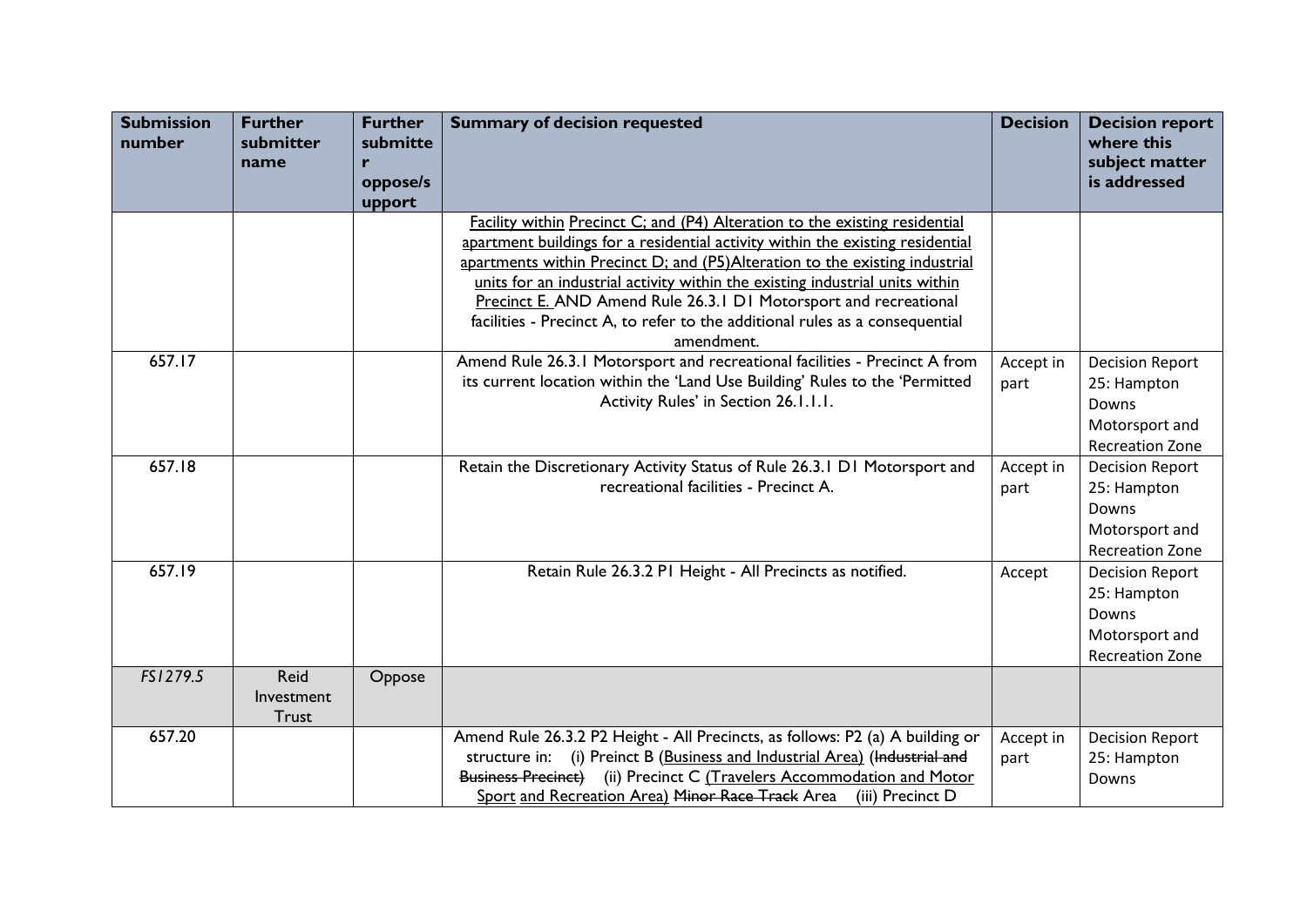| Submission number | Further submitter name | Further submitter oppose/support | Summary of decision requested | Decision | Decision report where this subject matter is addressed |
|---|---|---|---|---|---|
| | | | <u>Facility within</u> <u>Precinct C; and (P4) Alteration to the existing residential apartment buildings for a residential activity within the existing residential apartments within Precinct D; and (P5)Alteration to the existing industrial units for an industrial activity within the existing industrial units within Precinct E.</u> AND Amend Rule 26.3.1 D1 Motorsport and recreational facilities - Precinct A, to refer to the additional rules as a consequential amendment. | | |
| 657.17 | | | Amend Rule 26.3.1 Motorsport and recreational facilities - Precinct A from its current location within the 'Land Use Building' Rules to the 'Permitted Activity Rules' in Section 26.1.1.1. | Accept in part | Decision Report 25: Hampton Downs Motorsport and Recreation Zone |
| 657.18 | | | Retain the Discretionary Activity Status of Rule 26.3.1 D1 Motorsport and recreational facilities - Precinct A. | Accept in part | Decision Report 25: Hampton Downs Motorsport and Recreation Zone |
| 657.19 | | | Retain Rule 26.3.2 P1 Height - All Precincts as notified. | Accept | Decision Report 25: Hampton Downs Motorsport and Recreation Zone |
| *FS1279.5* | Reid Investment Trust | Oppose | | | |
| 657.20 | | | Amend Rule 26.3.2 P2 Height - All Precincts, as follows: P2 (a) A building or structure in: (i) Preinct B (<u>Business and Industrial Area)</u> (~~Industrial and Business Precinct)~~ (ii) Precinct C <u>(Travelers Accommodation and Motor Sport</u> <u>and Recreation Area)</u> ~~Minor Race Track~~ Area (iii) Precinct D | Accept in part | Decision Report 25: Hampton Downs |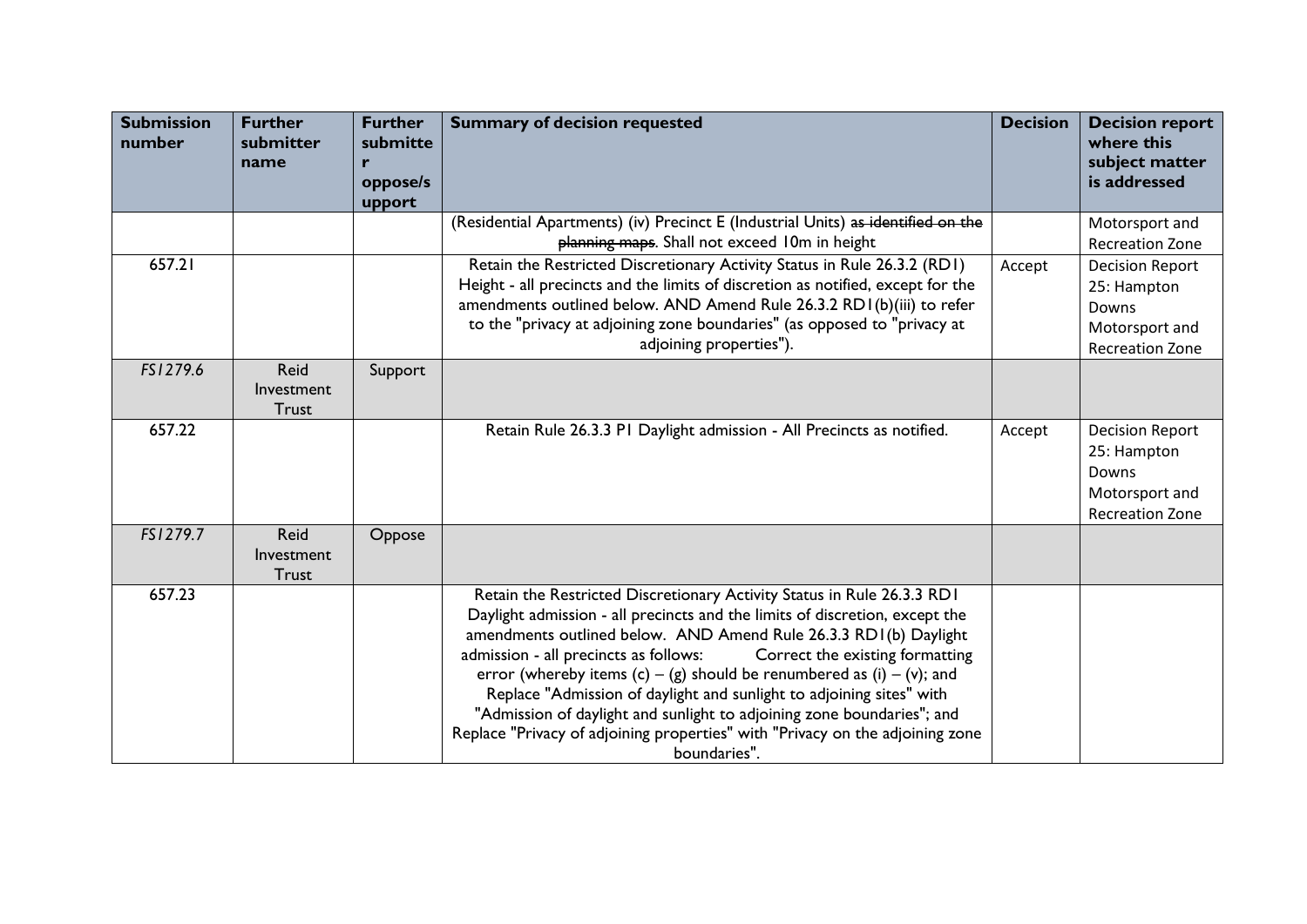| Submission number | Further submitter name | Further submitter oppose/support | Summary of decision requested | Decision | Decision report where this subject matter is addressed |
|---|---|---|---|---|---|
| | | | (Residential Apartments) (iv) Precinct E (Industrial Units) ~~as identified on the planning maps~~. Shall not exceed 10m in height | | Motorsport and Recreation Zone |
| 657.21 | | | Retain the Restricted Discretionary Activity Status in Rule 26.3.2 (RD1) Height - all precincts and the limits of discretion as notified, except for the amendments outlined below. AND Amend Rule 26.3.2 RD1(b)(iii) to refer to the "privacy at adjoining zone boundaries" (as opposed to "privacy at adjoining properties"). | Accept | Decision Report 25: Hampton Downs Motorsport and Recreation Zone |
| *FS1279.6* | Reid Investment Trust | Support | | | |
| 657.22 | | | Retain Rule 26.3.3 P1 Daylight admission - All Precincts as notified. | Accept | Decision Report 25: Hampton Downs Motorsport and Recreation Zone |
| *FS1279.7* | Reid Investment Trust | Oppose | | | |
| 657.23 | | | Retain the Restricted Discretionary Activity Status in Rule 26.3.3 RD1 Daylight admission - all precincts and the limits of discretion, except the amendments outlined below. AND Amend Rule 26.3.3 RD1(b) Daylight admission - all precincts as follows: Correct the existing formatting error (whereby items (c) – (g) should be renumbered as (i) – (v); and Replace "Admission of daylight and sunlight to adjoining sites" with "Admission of daylight and sunlight to adjoining zone boundaries"; and Replace "Privacy of adjoining properties" with "Privacy on the adjoining zone boundaries". | | |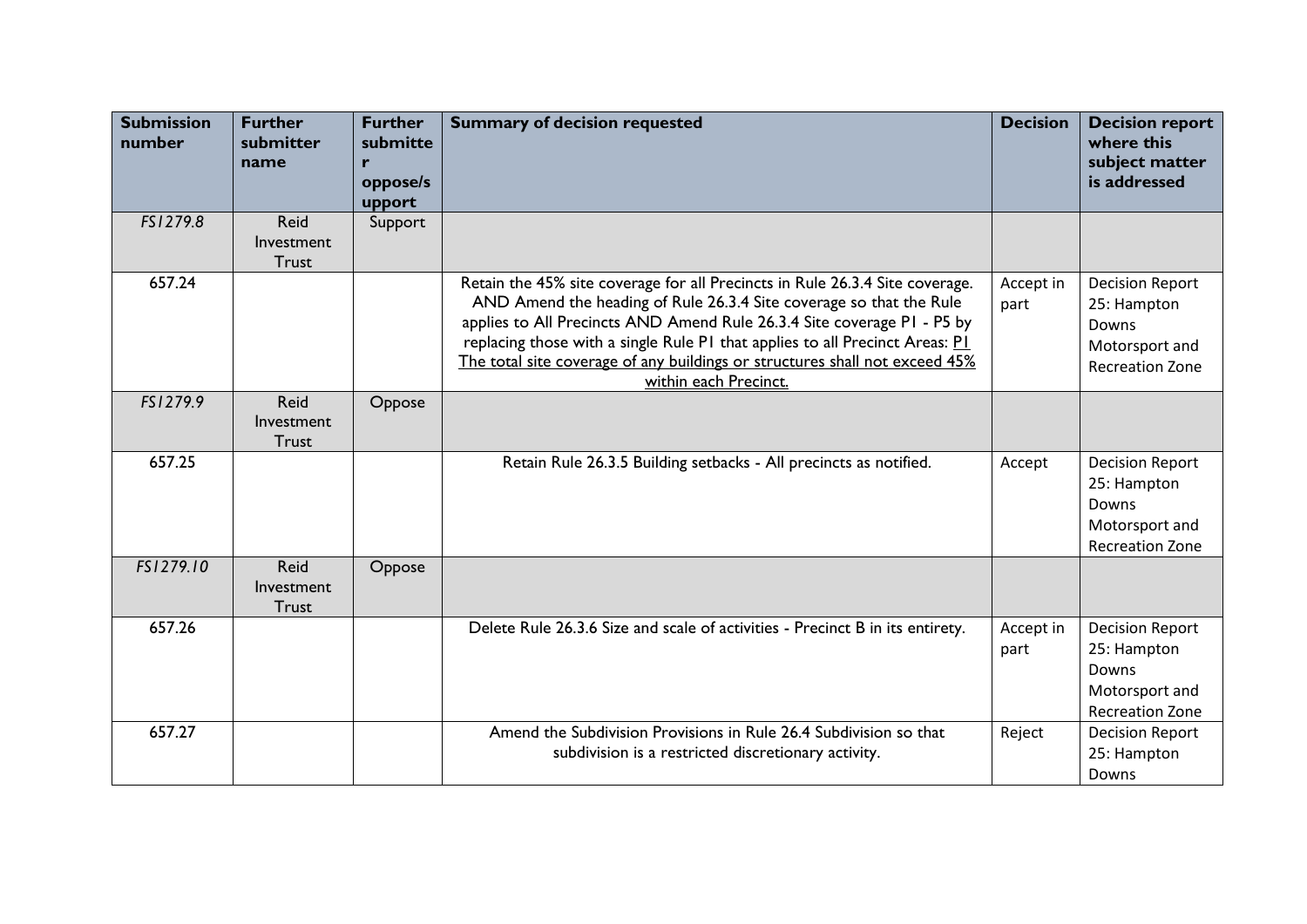| Submission number | Further submitter name | Further submitter oppose/support | Summary of decision requested | Decision | Decision report where this subject matter is addressed |
|---|---|---|---|---|---|
| *FS1279.8* | Reid Investment Trust | Support | | | |
| 657.24 | | | Retain the 45% site coverage for all Precincts in Rule 26.3.4 Site coverage. AND Amend the heading of Rule 26.3.4 Site coverage so that the Rule applies to All Precincts AND Amend Rule 26.3.4 Site coverage P1 - P5 by replacing those with a single Rule P1 that applies to all Precinct Areas: <u>P1 The total site coverage of any buildings or structures shall not exceed 45% within each Precinct.</u> | Accept in part | Decision Report 25: Hampton Downs Motorsport and Recreation Zone |
| *FS1279.9* | Reid Investment Trust | Oppose | | | |
| 657.25 | | | Retain Rule 26.3.5 Building setbacks - All precincts as notified. | Accept | Decision Report 25: Hampton Downs Motorsport and Recreation Zone |
| *FS1279.10* | Reid Investment Trust | Oppose | | | |
| 657.26 | | | Delete Rule 26.3.6 Size and scale of activities - Precinct B in its entirety. | Accept in part | Decision Report 25: Hampton Downs Motorsport and Recreation Zone |
| 657.27 | | | Amend the Subdivision Provisions in Rule 26.4 Subdivision so that subdivision is a restricted discretionary activity. | Reject | Decision Report 25: Hampton Downs |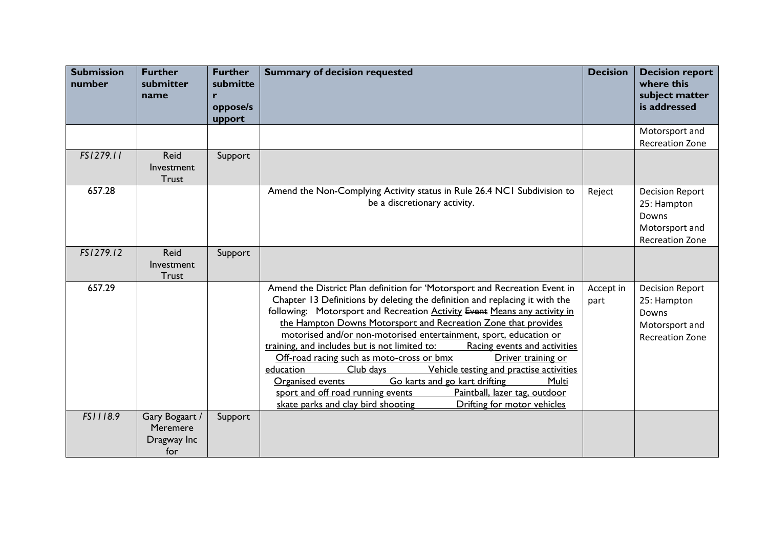| Submission number | Further submitter name | Further submitter oppose/support | Summary of decision requested | Decision | Decision report where this subject matter is addressed |
|---|---|---|---|---|---|
| | | | | | Motorsport and Recreation Zone |
| *FS1279.11* | Reid Investment Trust | Support | | | |
| 657.28 | | | Amend the Non-Complying Activity status in Rule 26.4 NC1 Subdivision to be a discretionary activity. | Reject | Decision Report 25: Hampton Downs Motorsport and Recreation Zone |
| *FS1279.12* | Reid Investment Trust | Support | | | |
| 657.29 | | | Amend the District Plan definition for 'Motorsport and Recreation Event in Chapter 13 Definitions by deleting the definition and replacing it with the following: Motorsport and Recreation <u>Activity</u> ~~Event~~ <u>Means any activity in the Hampton Downs Motorsport and Recreation Zone that provides motorised and/or non-motorised entertainment, sport, education or training, and includes but is not limited to: Racing events and activities Off-road racing such as moto-cross or bmx Driver training or education Club days Vehicle testing and practise activities Organised events Go karts and go kart drifting Multi sport and off road running events Paintball, lazer tag, outdoor skate parks and clay bird shooting Drifting for motor vehicles</u> | Accept in part | Decision Report 25: Hampton Downs Motorsport and Recreation Zone |
| *FS1118.9* | Gary Bogaart / Meremere Dragway Inc for | Support | | | |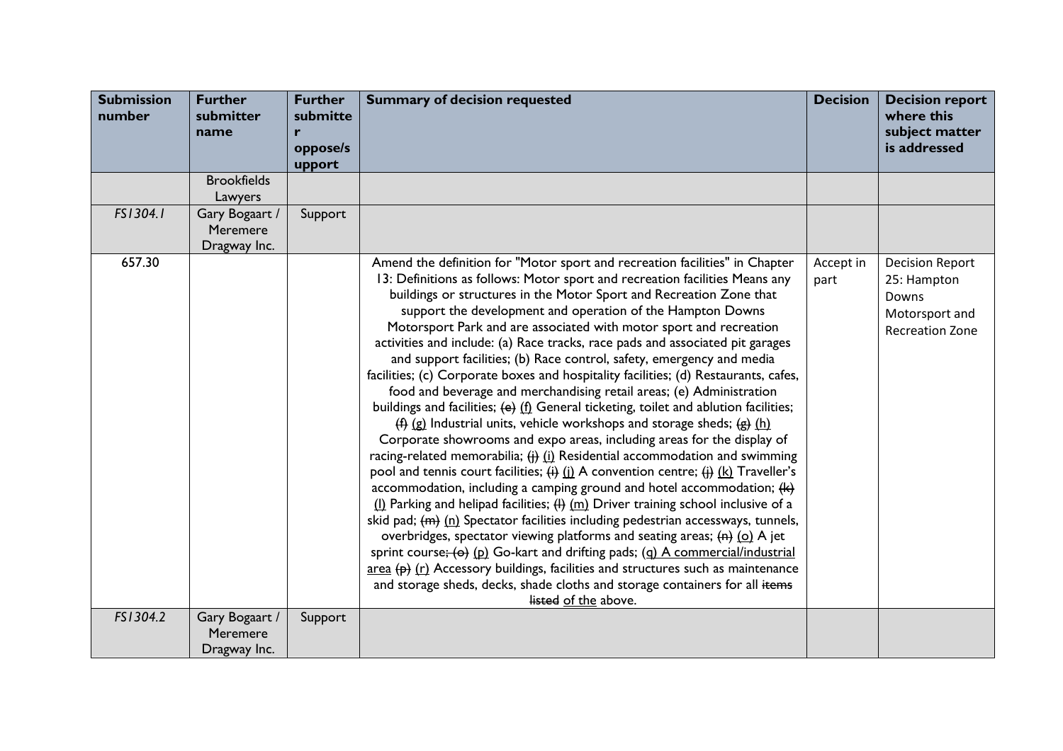| Submission number | Further submitter name | Further submitter oppose/support | Summary of decision requested | Decision | Decision report where this subject matter is addressed |
|---|---|---|---|---|---|
| | Brookfields Lawyers | | | | |
| *FS1304.1* | Gary Bogaart / Meremere Dragway Inc. | Support | | | |
| 657.30 | | | Amend the definition for "Motor sport and recreation facilities" in Chapter 13: Definitions as follows: Motor sport and recreation facilities Means any buildings or structures in the Motor Sport and Recreation Zone that support the development and operation of the Hampton Downs Motorsport Park and are associated with motor sport and recreation activities and include: (a) Race tracks, race pads and associated pit garages and support facilities; (b) Race control, safety, emergency and media facilities; (c) Corporate boxes and hospitality facilities; (d) Restaurants, cafes, food and beverage and merchandising retail areas; (e) Administration buildings and facilities; ~~(e)~~ <u>(f)</u> General ticketing, toilet and ablution facilities; ~~(f)~~ <u>(g)</u> Industrial units, vehicle workshops and storage sheds; ~~(g)~~ <u>(h)</u> Corporate showrooms and expo areas, including areas for the display of racing-related memorabilia; ~~(j)~~ <u>(i)</u> Residential accommodation and swimming pool and tennis court facilities; ~~(i)~~ <u>(j)</u> A convention centre; ~~(j)~~ <u>(k)</u> Traveller's accommodation, including a camping ground and hotel accommodation; ~~(k)~~ <u>(l)</u> Parking and helipad facilities; ~~(l)~~ <u>(m)</u> Driver training school inclusive of a skid pad; ~~(m)~~ <u>(n)</u> Spectator facilities including pedestrian accessways, tunnels, overbridges, spectator viewing platforms and seating areas; ~~(n)~~ <u>(o)</u> A jet sprint course~~; (o)~~ <u>(p)</u> Go-kart and drifting pads; <u>(q) A commercial/industrial area</u> ~~(p)~~ <u>(r)</u> Accessory buildings, facilities and structures such as maintenance and storage sheds, decks, shade cloths and storage containers for all ~~items listed~~ <u>of the</u> above. | Accept in part | Decision Report 25: Hampton Downs Motorsport and Recreation Zone |
| *FS1304.2* | Gary Bogaart / Meremere Dragway Inc. | Support | | | |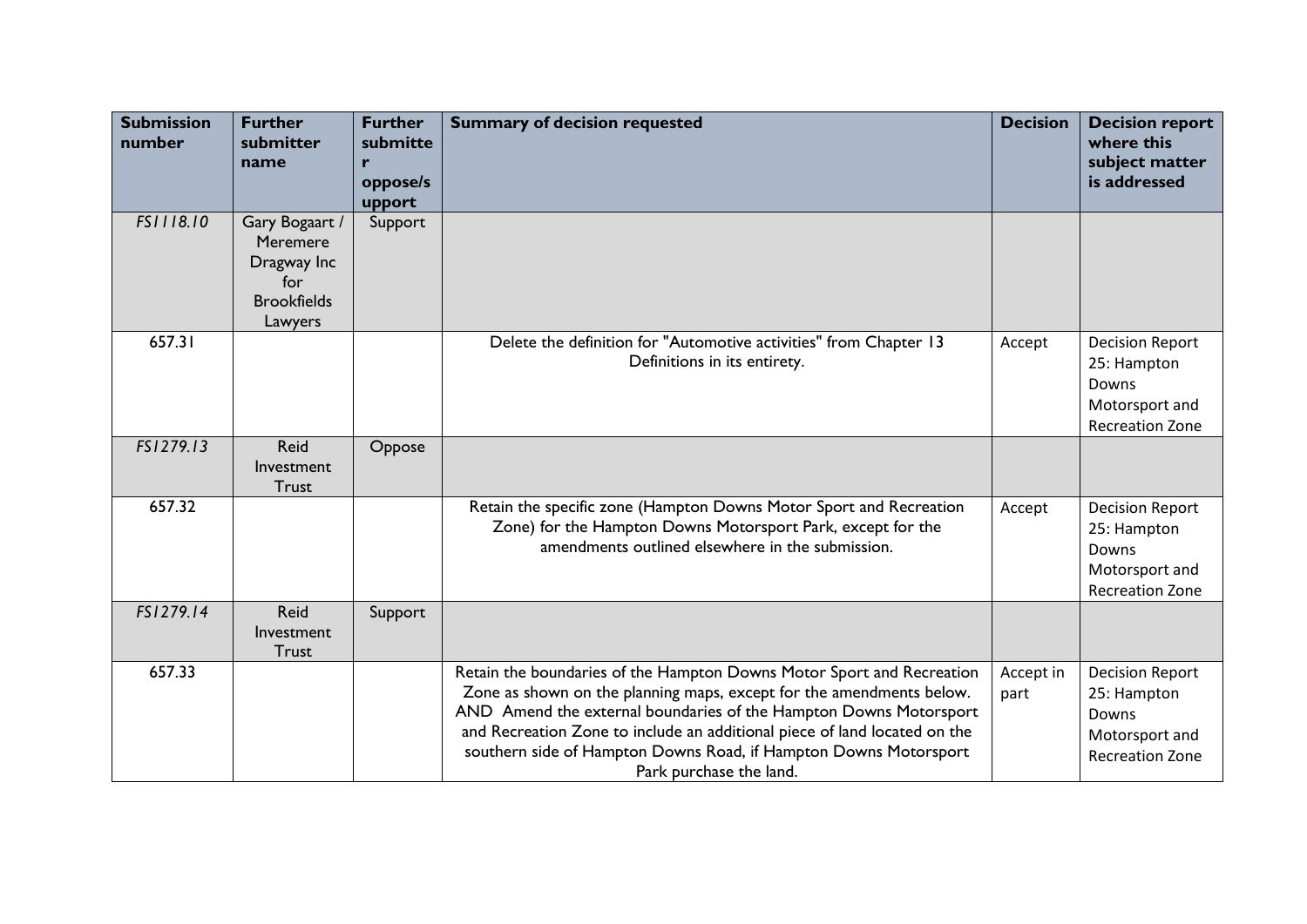| Submission number | Further submitter name | Further submitter oppose/support | Summary of decision requested | Decision | Decision report where this subject matter is addressed |
|---|---|---|---|---|---|
| *FS1118.10* | Gary Bogaart / Meremere Dragway Inc for Brookfields Lawyers | Support | | | |
| 657.31 | | | Delete the definition for "Automotive activities" from Chapter 13 Definitions in its entirety. | Accept | Decision Report 25: Hampton Downs Motorsport and Recreation Zone |
| *FS1279.13* | Reid Investment Trust | Oppose | | | |
| 657.32 | | | Retain the specific zone (Hampton Downs Motor Sport and Recreation Zone) for the Hampton Downs Motorsport Park, except for the amendments outlined elsewhere in the submission. | Accept | Decision Report 25: Hampton Downs Motorsport and Recreation Zone |
| *FS1279.14* | Reid Investment Trust | Support | | | |
| 657.33 | | | Retain the boundaries of the Hampton Downs Motor Sport and Recreation Zone as shown on the planning maps, except for the amendments below. AND Amend the external boundaries of the Hampton Downs Motorsport and Recreation Zone to include an additional piece of land located on the southern side of Hampton Downs Road, if Hampton Downs Motorsport Park purchase the land. | Accept in part | Decision Report 25: Hampton Downs Motorsport and Recreation Zone |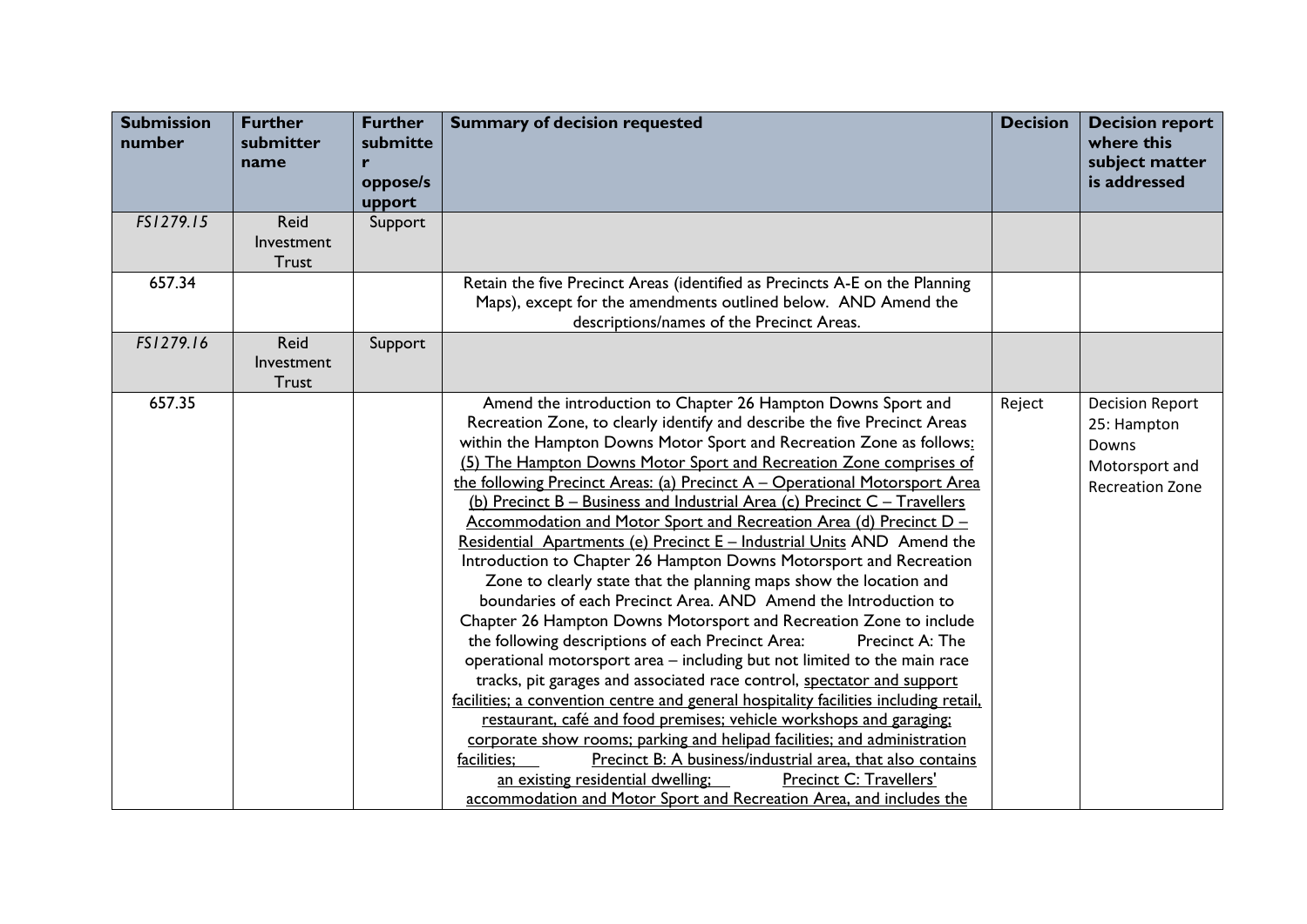| Submission number | Further submitter name | Further submitter oppose/support | Summary of decision requested | Decision | Decision report where this subject matter is addressed |
|---|---|---|---|---|---|
| *FS1279.15* | Reid Investment Trust | Support | | | |
| 657.34 | | | Retain the five Precinct Areas (identified as Precincts A-E on the Planning Maps), except for the amendments outlined below. AND Amend the descriptions/names of the Precinct Areas. | | |
| *FS1279.16* | Reid Investment Trust | Support | | | |
| 657.35 | | | Amend the introduction to Chapter 26 Hampton Downs Sport and Recreation Zone, to clearly identify and describe the five Precinct Areas within the Hampton Downs Motor Sport and Recreation Zone as follows: (5) The Hampton Downs Motor Sport and Recreation Zone comprises of the following Precinct Areas: (a) Precinct A – Operational Motorsport Area (b) Precinct B – Business and Industrial Area (c) Precinct C – Travellers Accommodation and Motor Sport and Recreation Area (d) Precinct D – Residential Apartments (e) Precinct E – Industrial Units AND Amend the Introduction to Chapter 26 Hampton Downs Motorsport and Recreation Zone to clearly state that the planning maps show the location and boundaries of each Precinct Area. AND Amend the Introduction to Chapter 26 Hampton Downs Motorsport and Recreation Zone to include the following descriptions of each Precinct Area: Precinct A: The operational motorsport area – including but not limited to the main race tracks, pit garages and associated race control, spectator and support facilities; a convention centre and general hospitality facilities including retail, restaurant, café and food premises; vehicle workshops and garaging; corporate show rooms; parking and helipad facilities; and administration facilities; Precinct B: A business/industrial area, that also contains an existing residential dwelling; Precinct C: Travellers' accommodation and Motor Sport and Recreation Area, and includes the | Reject | Decision Report 25: Hampton Downs Motorsport and Recreation Zone |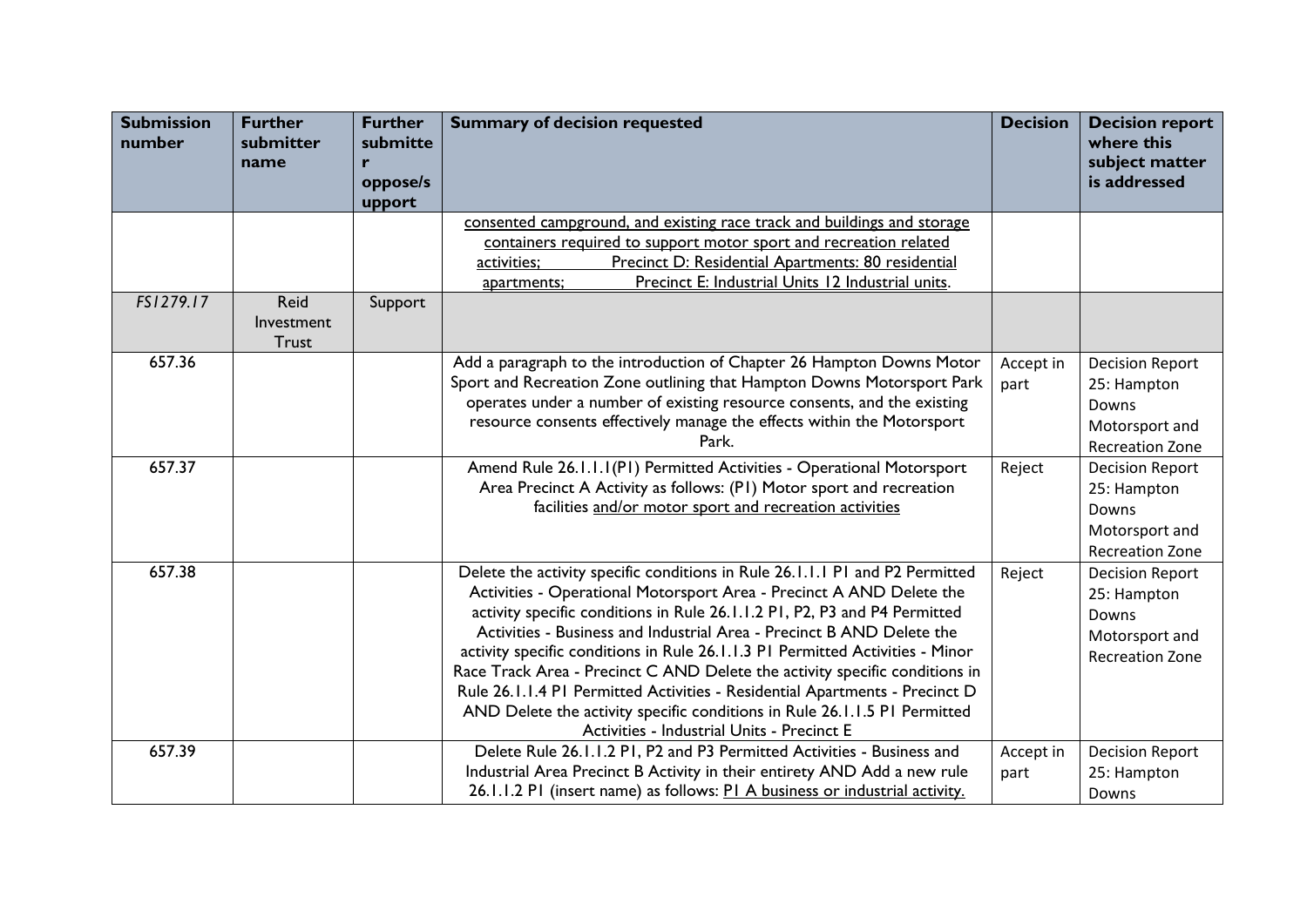| Submission number | Further submitter name | Further submitter oppose/support | Summary of decision requested | Decision | Decision report where this subject matter is addressed |
|---|---|---|---|---|---|
| | | | consented campground, and existing race track and buildings and storage containers required to support motor sport and recreation related activities; Precinct D: Residential Apartments: 80 residential apartments; Precinct E: Industrial Units 12 Industrial units. | | |
| *FS1279.17* | Reid Investment Trust | Support | | | |
| 657.36 | | | Add a paragraph to the introduction of Chapter 26 Hampton Downs Motor Sport and Recreation Zone outlining that Hampton Downs Motorsport Park operates under a number of existing resource consents, and the existing resource consents effectively manage the effects within the Motorsport Park. | Accept in part | Decision Report 25: Hampton Downs Motorsport and Recreation Zone |
| 657.37 | | | Amend Rule 26.1.1.1(P1) Permitted Activities - Operational Motorsport Area Precinct A Activity as follows: (P1) Motor sport and recreation facilities and/or motor sport and recreation activities | Reject | Decision Report 25: Hampton Downs Motorsport and Recreation Zone |
| 657.38 | | | Delete the activity specific conditions in Rule 26.1.1.1 P1 and P2 Permitted Activities - Operational Motorsport Area - Precinct A AND Delete the activity specific conditions in Rule 26.1.1.2 P1, P2, P3 and P4 Permitted Activities - Business and Industrial Area - Precinct B AND Delete the activity specific conditions in Rule 26.1.1.3 P1 Permitted Activities - Minor Race Track Area - Precinct C AND Delete the activity specific conditions in Rule 26.1.1.4 P1 Permitted Activities - Residential Apartments - Precinct D AND Delete the activity specific conditions in Rule 26.1.1.5 P1 Permitted Activities - Industrial Units - Precinct E | Reject | Decision Report 25: Hampton Downs Motorsport and Recreation Zone |
| 657.39 | | | Delete Rule 26.1.1.2 P1, P2 and P3 Permitted Activities - Business and Industrial Area Precinct B Activity in their entirety AND Add a new rule 26.1.1.2 P1 (insert name) as follows: P1 A business or industrial activity. | Accept in part | Decision Report 25: Hampton Downs |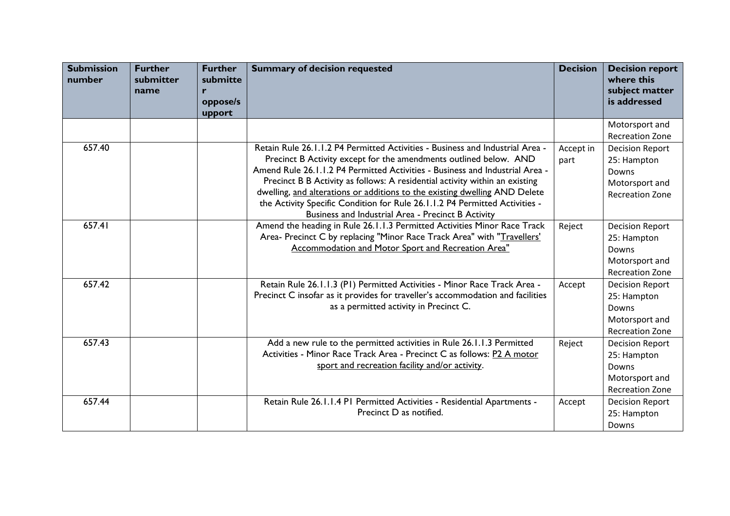| Submission number | Further submitter name | Further submitter oppose/support | Summary of decision requested | Decision | Decision report where this subject matter is addressed |
|---|---|---|---|---|---|
| | | | | | Motorsport and Recreation Zone |
| 657.40 | | | Retain Rule 26.1.1.2 P4 Permitted Activities - Business and Industrial Area - Precinct B Activity except for the amendments outlined below. AND Amend Rule 26.1.1.2 P4 Permitted Activities - Business and Industrial Area - Precinct B B Activity as follows: A residential activity within an existing dwelling, <u>and alterations or additions to the existing dwelling</u> AND Delete the Activity Specific Condition for Rule 26.1.1.2 P4 Permitted Activities - Business and Industrial Area - Precinct B Activity | Accept in part | Decision Report 25: Hampton Downs Motorsport and Recreation Zone |
| 657.41 | | | Amend the heading in Rule 26.1.1.3 Permitted Activities Minor Race Track Area- Precinct C by replacing "Minor Race Track Area" with "<u>Travellers' Accommodation and Motor Sport and Recreation Area</u>" | Reject | Decision Report 25: Hampton Downs Motorsport and Recreation Zone |
| 657.42 | | | Retain Rule 26.1.1.3 (P1) Permitted Activities - Minor Race Track Area - Precinct C insofar as it provides for traveller's accommodation and facilities as a permitted activity in Precinct C. | Accept | Decision Report 25: Hampton Downs Motorsport and Recreation Zone |
| 657.43 | | | Add a new rule to the permitted activities in Rule 26.1.1.3 Permitted Activities - Minor Race Track Area - Precinct C as follows: <u>P2 A motor sport and recreation facility and/or activity</u>. | Reject | Decision Report 25: Hampton Downs Motorsport and Recreation Zone |
| 657.44 | | | Retain Rule 26.1.1.4 P1 Permitted Activities - Residential Apartments - Precinct D as notified. | Accept | Decision Report 25: Hampton Downs |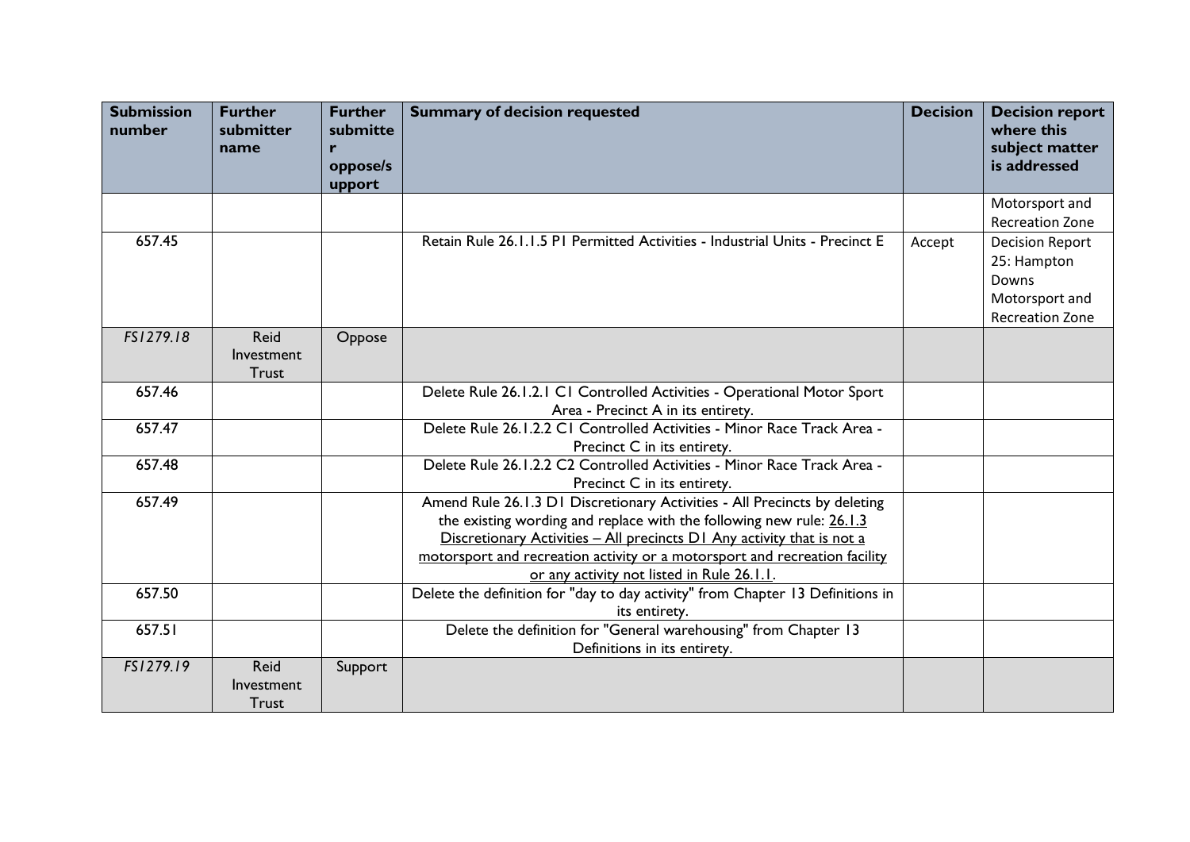| Submission number | Further submitter name | Further submitter oppose/support | Summary of decision requested | Decision | Decision report where this subject matter is addressed |
|---|---|---|---|---|---|
| | | | | | Motorsport and Recreation Zone |
| 657.45 | | | Retain Rule 26.1.1.5 P1 Permitted Activities - Industrial Units - Precinct E | Accept | Decision Report 25: Hampton Downs Motorsport and Recreation Zone |
| *FS1279.18* | Reid Investment Trust | Oppose | | | |
| 657.46 | | | Delete Rule 26.1.2.1 C1 Controlled Activities - Operational Motor Sport Area - Precinct A in its entirety. | | |
| 657.47 | | | Delete Rule 26.1.2.2 C1 Controlled Activities - Minor Race Track Area - Precinct C in its entirety. | | |
| 657.48 | | | Delete Rule 26.1.2.2 C2 Controlled Activities - Minor Race Track Area - Precinct C in its entirety. | | |
| 657.49 | | | Amend Rule 26.1.3 D1 Discretionary Activities - All Precincts by deleting the existing wording and replace with the following new rule: <u>26.1.3 Discretionary Activities – All precincts D1 Any activity that is not a motorsport and recreation activity or a motorsport and recreation facility or any activity not listed in Rule 26.1.1</u>. | | |
| 657.50 | | | Delete the definition for "day to day activity" from Chapter 13 Definitions in its entirety. | | |
| 657.51 | | | Delete the definition for "General warehousing" from Chapter 13 Definitions in its entirety. | | |
| *FS1279.19* | Reid Investment Trust | Support | | | |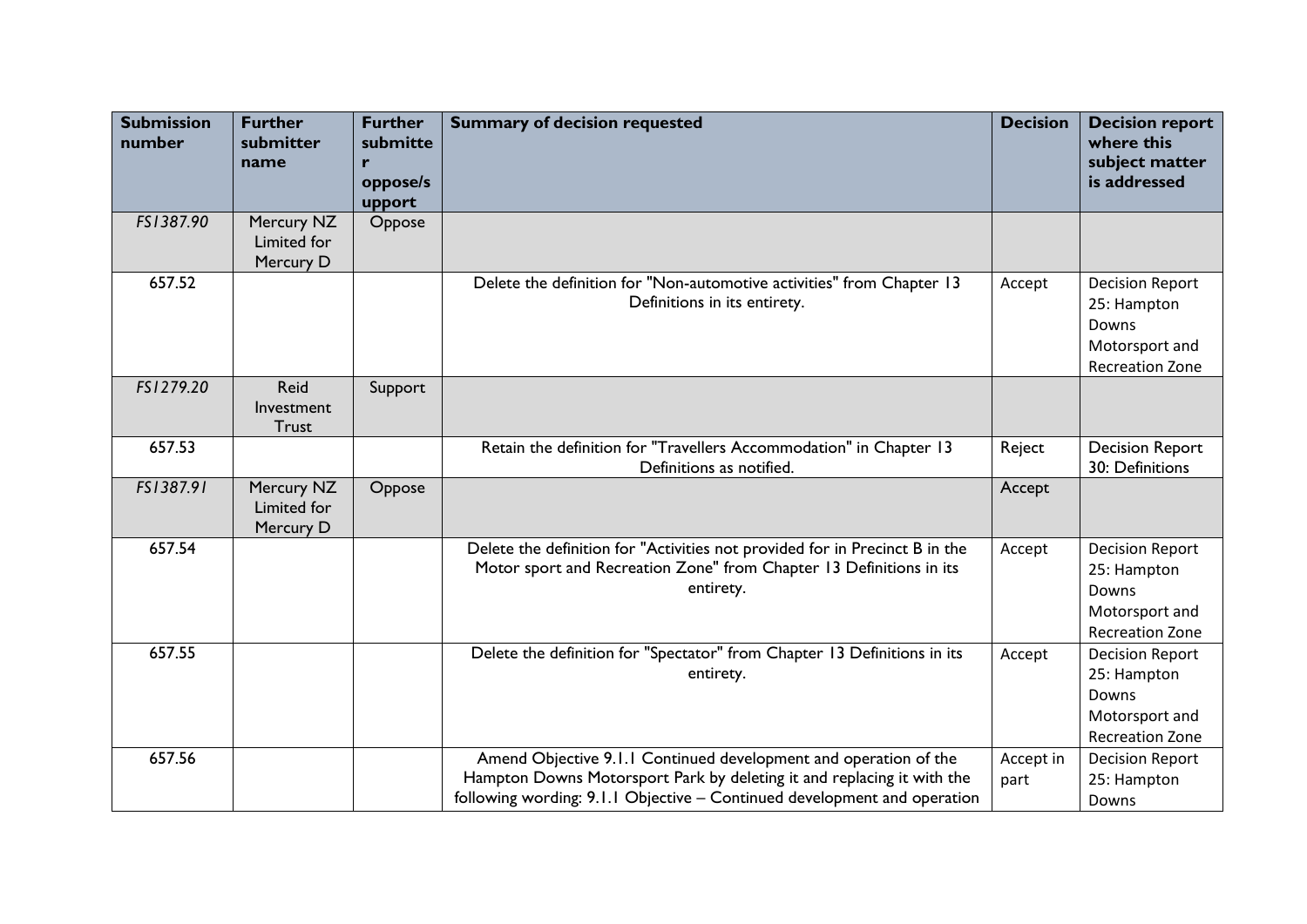| Submission number | Further submitter name | Further submitter oppose/support | Summary of decision requested | Decision | Decision report where this subject matter is addressed |
|---|---|---|---|---|---|
| *FS1387.90* | Mercury NZ Limited for Mercury D | Oppose | | | |
| 657.52 | | | Delete the definition for "Non-automotive activities" from Chapter 13 Definitions in its entirety. | Accept | Decision Report 25: Hampton Downs Motorsport and Recreation Zone |
| *FS1279.20* | Reid Investment Trust | Support | | | |
| 657.53 | | | Retain the definition for "Travellers Accommodation" in Chapter 13 Definitions as notified. | Reject | Decision Report 30: Definitions |
| *FS1387.91* | Mercury NZ Limited for Mercury D | Oppose | | Accept | |
| 657.54 | | | Delete the definition for "Activities not provided for in Precinct B in the Motor sport and Recreation Zone" from Chapter 13 Definitions in its entirety. | Accept | Decision Report 25: Hampton Downs Motorsport and Recreation Zone |
| 657.55 | | | Delete the definition for "Spectator" from Chapter 13 Definitions in its entirety. | Accept | Decision Report 25: Hampton Downs Motorsport and Recreation Zone |
| 657.56 | | | Amend Objective 9.1.1 Continued development and operation of the Hampton Downs Motorsport Park by deleting it and replacing it with the following wording: 9.1.1 Objective – Continued development and operation | Accept in part | Decision Report 25: Hampton Downs |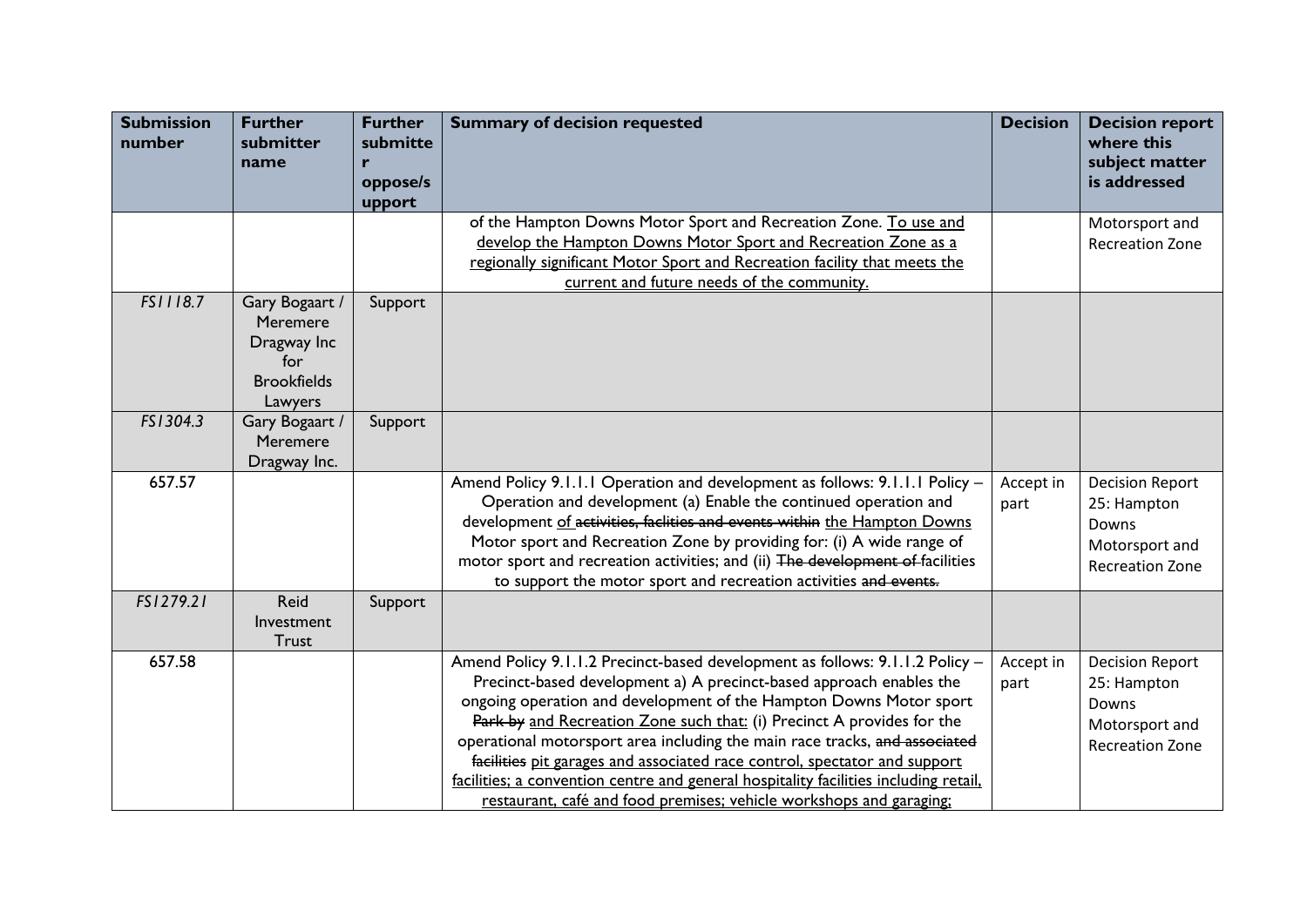| Submission number | Further submitter name | Further submitter oppose/support | Summary of decision requested | Decision | Decision report where this subject matter is addressed |
|---|---|---|---|---|---|
| | | | of the Hampton Downs Motor Sport and Recreation Zone. <u>To use and develop the Hampton Downs Motor Sport and Recreation Zone as a regionally significant Motor Sport and Recreation facility that meets the current and future needs of the community.</u> | | Motorsport and Recreation Zone |
| *FS1118.7* | Gary Bogaart / Meremere Dragway Inc for Brookfields Lawyers | Support | | | |
| *FS1304.3* | Gary Bogaart / Meremere Dragway Inc. | Support | | | |
| 657.57 | | | Amend Policy 9.1.1.1 Operation and development as follows: 9.1.1.1 Policy – Operation and development (a) Enable the continued operation and development <u>of</u> ~~activities, faclities and events within~~ <u>the Hampton Downs</u> Motor sport and Recreation Zone by providing for: (i) A wide range of motor sport and recreation activities; and (ii) ~~The development of~~ facilities to support the motor sport and recreation activities ~~and events.~~ | Accept in part | Decision Report 25: Hampton Downs Motorsport and Recreation Zone |
| *FS1279.21* | Reid Investment Trust | Support | | | |
| 657.58 | | | Amend Policy 9.1.1.2 Precinct-based development as follows: 9.1.1.2 Policy – Precinct-based development a) A precinct-based approach enables the ongoing operation and development of the Hampton Downs Motor sport ~~Park by~~ <u>and Recreation Zone such that:</u> (i) Precinct A provides for the operational motorsport area including the main race tracks, ~~and associated facilities~~ <u>pit garages and associated race control, spectator and support facilities; a convention centre and general hospitality facilities including retail, restaurant, café and food premises; vehicle workshops and garaging;</u> | Accept in part | Decision Report 25: Hampton Downs Motorsport and Recreation Zone |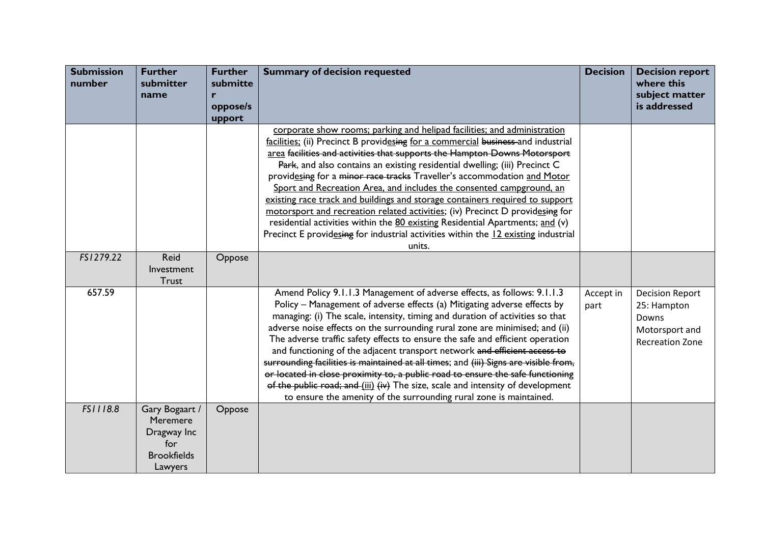| Submission number | Further submitter name | Further submitter oppose/support | Summary of decision requested | Decision | Decision report where this subject matter is addressed |
|---|---|---|---|---|---|
| | | | corporate show rooms; parking and helipad facilities; and administration facilities; (ii) Precinct B providesing for a commercial business and industrial area facilities and activities that supports the Hampton Downs Motorsport Park, and also contains an existing residential dwelling; (iii) Precinct C providesing for a minor race tracks Traveller's accommodation and Motor Sport and Recreation Area, and includes the consented campground, an existing race track and buildings and storage containers required to support motorsport and recreation related activities; (iv) Precinct D providesing for residential activities within the 80 existing Residential Apartments; and (v) Precinct E providesing for industrial activities within the 12 existing industrial units. | | |
| *FS1279.22* | Reid Investment Trust | Oppose | | | |
| 657.59 | | | Amend Policy 9.1.1.3 Management of adverse effects, as follows: 9.1.1.3 Policy – Management of adverse effects (a) Mitigating adverse effects by managing: (i) The scale, intensity, timing and duration of activities so that adverse noise effects on the surrounding rural zone are minimised; and (ii) The adverse traffic safety effects to ensure the safe and efficient operation and functioning of the adjacent transport network and efficient access to surrounding facilities is maintained at all times; and (iii) Signs are visible from, or located in close proximity to, a public road to ensure the safe functioning of the public road; and (iii) (iv) The size, scale and intensity of development to ensure the amenity of the surrounding rural zone is maintained. | Accept in part | Decision Report 25: Hampton Downs Motorsport and Recreation Zone |
| *FS1118.8* | Gary Bogaart / Meremere Dragway Inc for Brookfields Lawyers | Oppose | | | |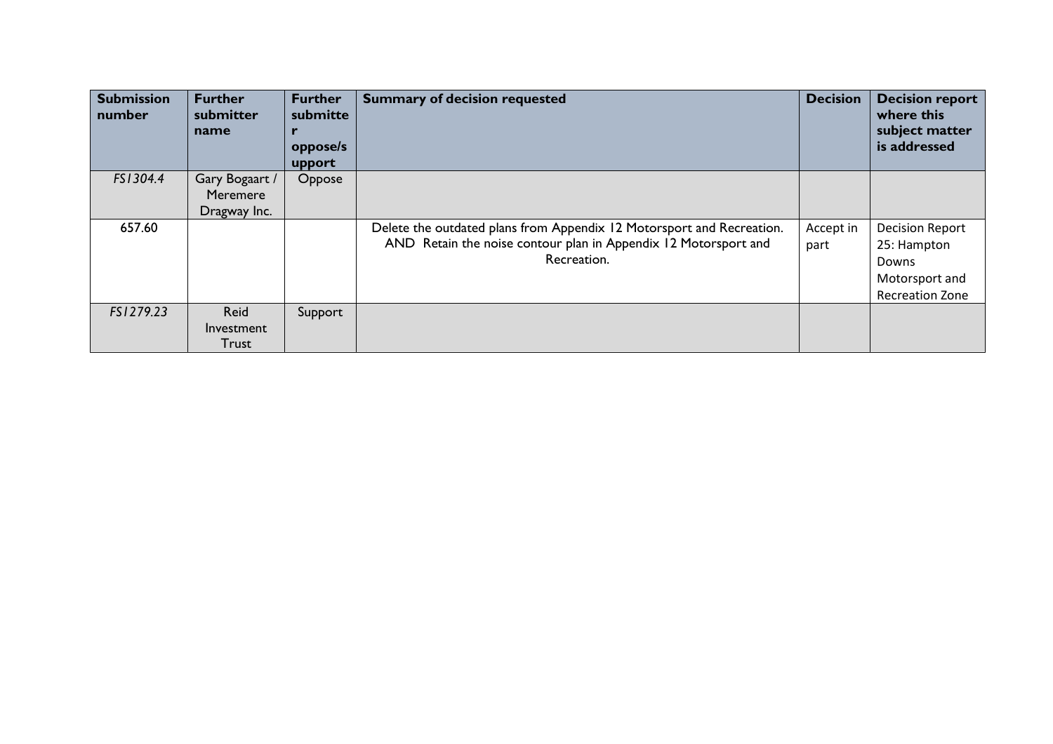| Submission number | Further submitter name | Further submitter oppose/support | Summary of decision requested | Decision | Decision report where this subject matter is addressed |
|---|---|---|---|---|---|
| *FS1304.4* | Gary Bogaart / Meremere Dragway Inc. | Oppose | | | |
| 657.60 | | | Delete the outdated plans from Appendix 12 Motorsport and Recreation. AND Retain the noise contour plan in Appendix 12 Motorsport and Recreation. | Accept in part | Decision Report 25: Hampton Downs Motorsport and Recreation Zone |
| *FS1279.23* | Reid Investment Trust | Support | | | |